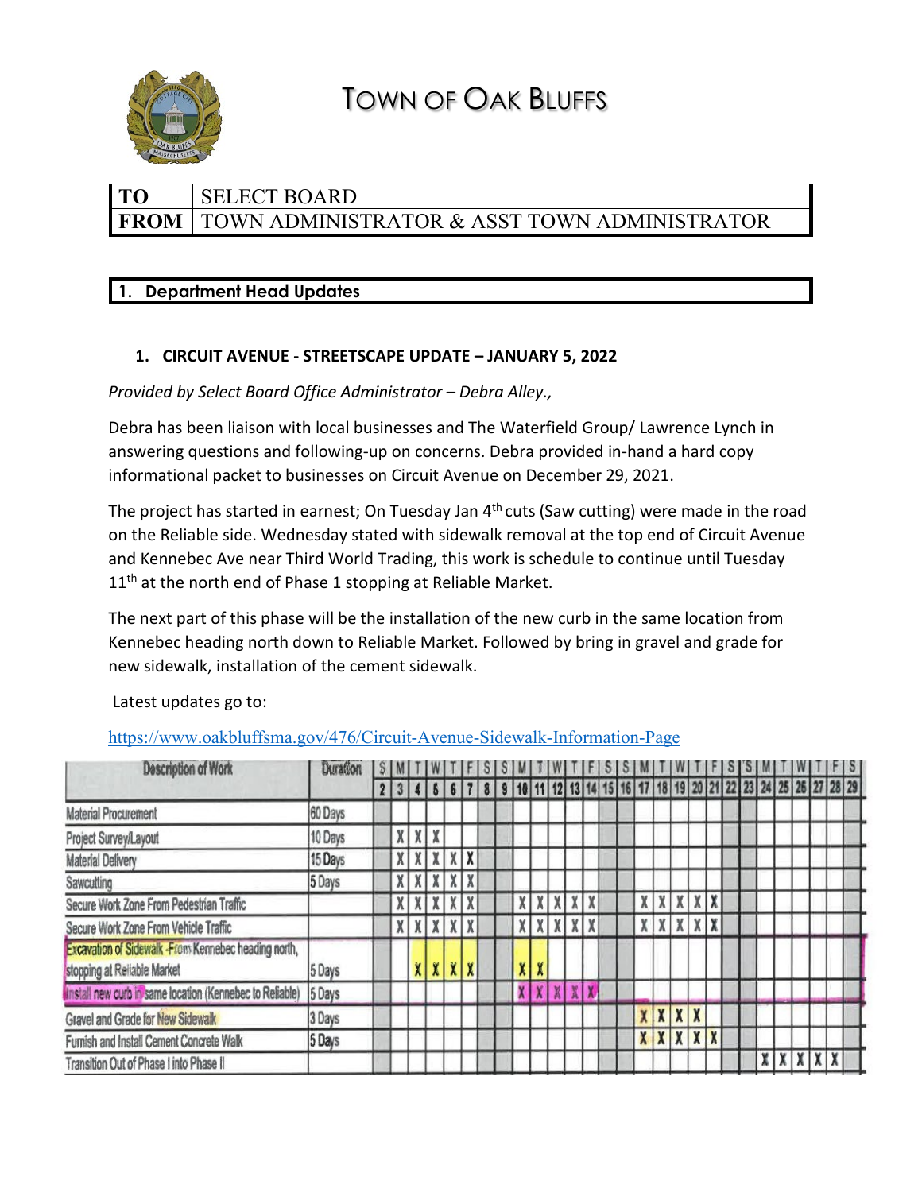# TOWN OF OAK BLUFFS

| TO | SELECT BOARD |
|---|---|
| FROM | TOWN ADMINISTRATOR & ASST TOWN ADMINISTRATOR |

## 1. Department Head Updates

### 1. CIRCUIT AVENUE - STREETSCAPE UPDATE – JANUARY 5, 2022

*Provided by Select Board Office Administrator – Debra Alley.,*

Debra has been liaison with local businesses and The Waterfield Group/ Lawrence Lynch in answering questions and following-up on concerns. Debra provided in-hand a hard copy informational packet to businesses on Circuit Avenue on December 29, 2021.

The project has started in earnest; On Tuesday Jan 4th cuts (Saw cutting) were made in the road on the Reliable side. Wednesday stated with sidewalk removal at the top end of Circuit Avenue and Kennebec Ave near Third World Trading, this work is schedule to continue until Tuesday 11th at the north end of Phase 1 stopping at Reliable Market.

The next part of this phase will be the installation of the new curb in the same location from Kennebec heading north down to Reliable Market. Followed by bring in gravel and grade for new sidewalk, installation of the cement sidewalk.

Latest updates go to:

https://www.oakbluffsma.gov/476/Circuit-Avenue-Sidewalk-Information-Page

| Description of Work | Duration | S | M | T | W | T | F | S | S | M | T | W | T | F | S | S | M | T | W | T | F | S | S | M | T | W | T | F | S |
|---|---|---|---|---|---|---|---|---|---|---|---|---|---|---|---|---|---|---|---|---|---|---|---|---|---|---|---|---|---|
| | | 2 | 3 | 4 | 5 | 6 | 7 | 8 | 9 | 10 | 11 | 12 | 13 | 14 | 15 | 16 | 17 | 18 | 19 | 20 | 21 | 22 | 23 | 24 | 25 | 26 | 27 | 28 | 29 |
| Material Procurement | 60 Days | | | | | | | | | | | | | | | | | | | | | | | | | | | | |
| Project Survey/Layout | 10 Days | | X | X | X | | | | | | | | | | | | | | | | | | | | | | | | |
| Material Delivery | 15 Days | | X | X | X | X | X | | | | | | | | | | | | | | | | | | | | | | |
| Sawcutting | 5 Days | | X | X | X | X | X | | | | | | | | | | | | | | | | | | | | | | |
| Secure Work Zone From Pedestrian Traffic | | | X | X | X | X | X | | | X | X | X | X | X | | | X | X | X | X | X | | | | | | | | |
| Secure Work Zone From Vehicle Traffic | | | X | X | X | X | X | | | X | X | X | X | X | | | X | X | X | X | X | | | | | | | | |
| Excavation of Sidewalk -From Kennebec heading north, stopping at Reliable Market | 5 Days | | | X | X | X | X | | | X | X | | | | | | | | | | | | | | | | | | |
| Install new curb in same location (Kennebec to Reliable) | 5 Days | | | | | | | | | X | X | X | X | X | | | | | | | | | | | | | | | |
| Gravel and Grade for New Sidewalk | 3 Days | | | | | | | | | | | | | | | | X | X | X | X | | | | | | | | | |
| Furnish and Install Cement Concrete Walk | 5 Days | | | | | | | | | | | | | | | | X | X | X | X | X | | | | | | | | |
| Transition Out of Phase I into Phase II | | | | | | | | | | | | | | | | | | | | | | | | X | X | X | X | X | |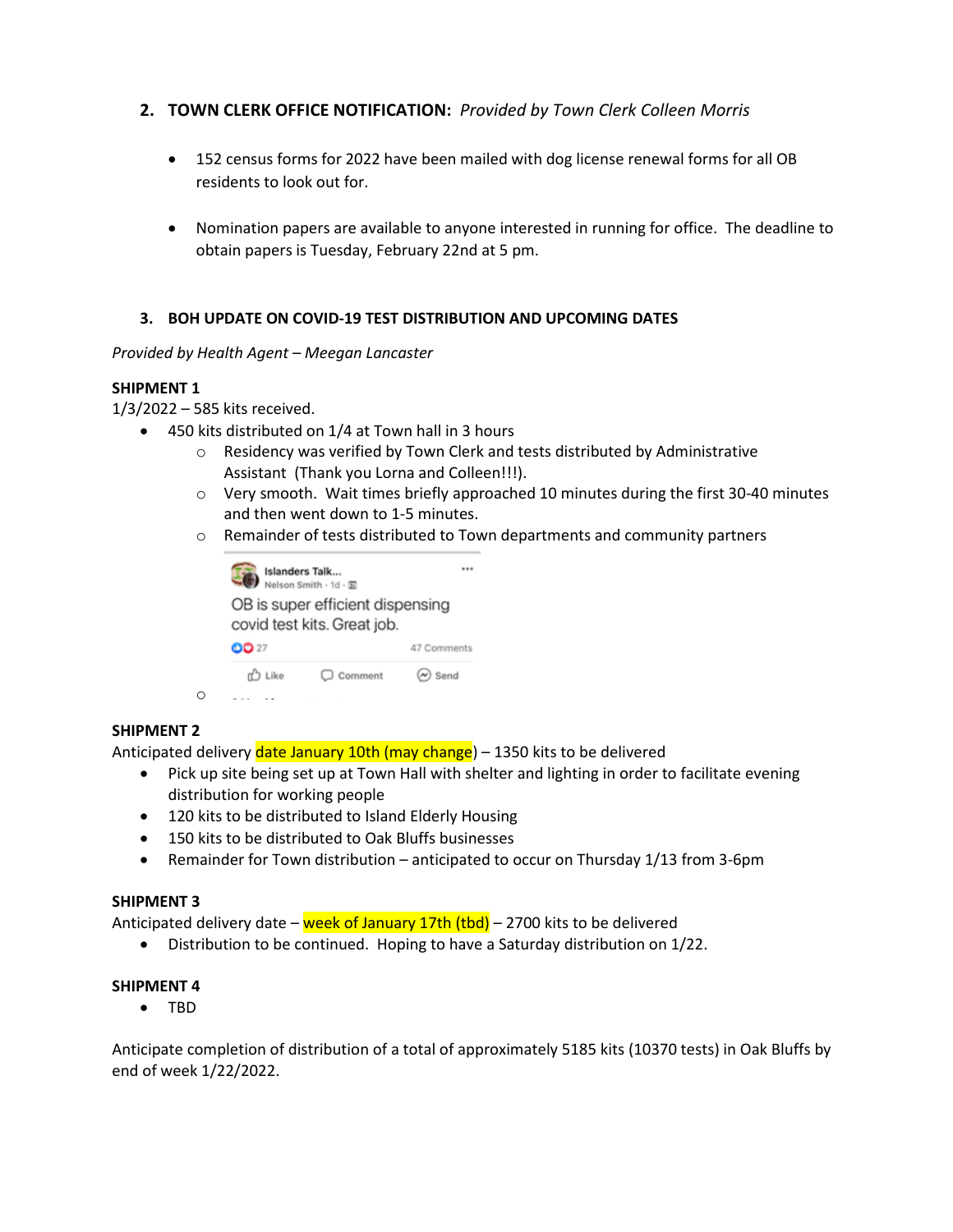2. **TOWN CLERK OFFICE NOTIFICATION:** *Provided by Town Clerk Colleen Morris*

    - 152 census forms for 2022 have been mailed with dog license renewal forms for all OB residents to look out for.

    - Nomination papers are available to anyone interested in running for office. The deadline to obtain papers is Tuesday, February 22nd at 5 pm.

3. **BOH UPDATE ON COVID-19 TEST DISTRIBUTION AND UPCOMING DATES**

*Provided by Health Agent – Meegan Lancaster*

**SHIPMENT 1**

1/3/2022 – 585 kits received.

- 450 kits distributed on 1/4 at Town hall in 3 hours
    - Residency was verified by Town Clerk and tests distributed by Administrative Assistant (Thank you Lorna and Colleen!!!).
    - Very smooth. Wait times briefly approached 10 minutes during the first 30-40 minutes and then went down to 1-5 minutes.
    - Remainder of tests distributed to Town departments and community partners

Islanders Talk...
Nelson Smith · 1d ·
OB is super efficient dispensing covid test kits. Great job.
27 · 47 Comments
Like · Comment · Send

**SHIPMENT 2**

Anticipated delivery date January 10th (may change) – 1350 kits to be delivered

- Pick up site being set up at Town Hall with shelter and lighting in order to facilitate evening distribution for working people
- 120 kits to be distributed to Island Elderly Housing
- 150 kits to be distributed to Oak Bluffs businesses
- Remainder for Town distribution – anticipated to occur on Thursday 1/13 from 3-6pm

**SHIPMENT 3**

Anticipated delivery date – week of January 17th (tbd) – 2700 kits to be delivered

- Distribution to be continued. Hoping to have a Saturday distribution on 1/22.

**SHIPMENT 4**

- TBD

Anticipate completion of distribution of a total of approximately 5185 kits (10370 tests) in Oak Bluffs by end of week 1/22/2022.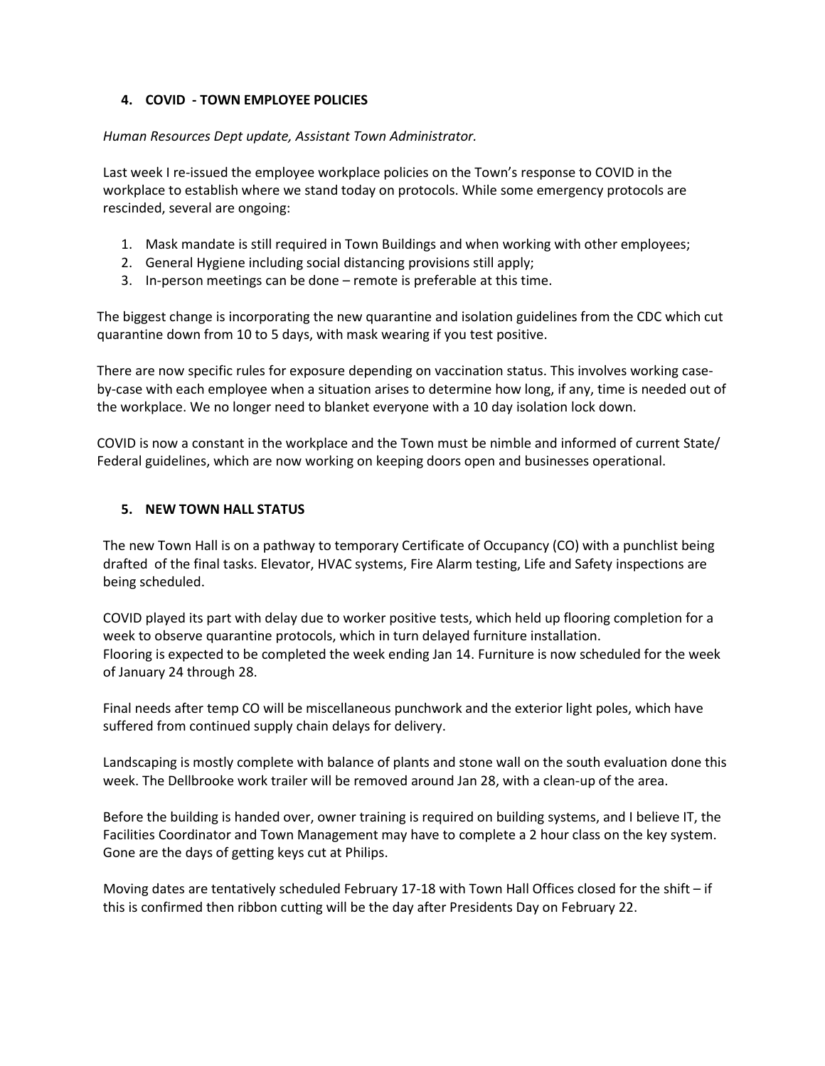## 4. COVID - TOWN EMPLOYEE POLICIES

*Human Resources Dept update, Assistant Town Administrator.*

Last week I re-issued the employee workplace policies on the Town's response to COVID in the workplace to establish where we stand today on protocols. While some emergency protocols are rescinded, several are ongoing:

1. Mask mandate is still required in Town Buildings and when working with other employees;
2. General Hygiene including social distancing provisions still apply;
3. In-person meetings can be done – remote is preferable at this time.

The biggest change is incorporating the new quarantine and isolation guidelines from the CDC which cut quarantine down from 10 to 5 days, with mask wearing if you test positive.

There are now specific rules for exposure depending on vaccination status. This involves working case-by-case with each employee when a situation arises to determine how long, if any, time is needed out of the workplace. We no longer need to blanket everyone with a 10 day isolation lock down.

COVID is now a constant in the workplace and the Town must be nimble and informed of current State/ Federal guidelines, which are now working on keeping doors open and businesses operational.

## 5. NEW TOWN HALL STATUS

The new Town Hall is on a pathway to temporary Certificate of Occupancy (CO) with a punchlist being drafted of the final tasks. Elevator, HVAC systems, Fire Alarm testing, Life and Safety inspections are being scheduled.

COVID played its part with delay due to worker positive tests, which held up flooring completion for a week to observe quarantine protocols, which in turn delayed furniture installation.
Flooring is expected to be completed the week ending Jan 14. Furniture is now scheduled for the week of January 24 through 28.

Final needs after temp CO will be miscellaneous punchwork and the exterior light poles, which have suffered from continued supply chain delays for delivery.

Landscaping is mostly complete with balance of plants and stone wall on the south evaluation done this week. The Dellbrooke work trailer will be removed around Jan 28, with a clean-up of the area.

Before the building is handed over, owner training is required on building systems, and I believe IT, the Facilities Coordinator and Town Management may have to complete a 2 hour class on the key system. Gone are the days of getting keys cut at Philips.

Moving dates are tentatively scheduled February 17-18 with Town Hall Offices closed for the shift – if this is confirmed then ribbon cutting will be the day after Presidents Day on February 22.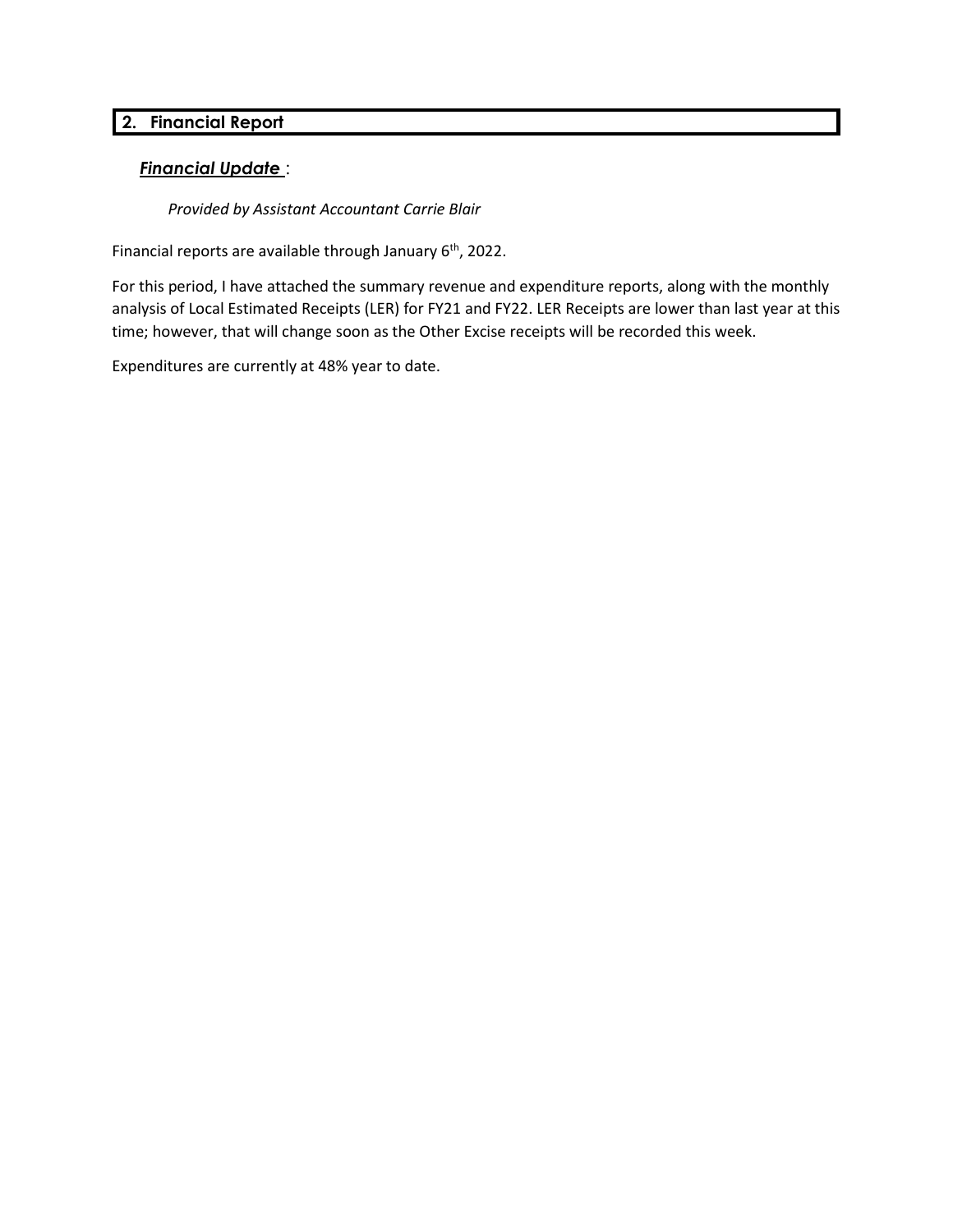## 2. Financial Report

### ***Financial Update*** :

*Provided by Assistant Accountant Carrie Blair*

Financial reports are available through January 6th, 2022.

For this period, I have attached the summary revenue and expenditure reports, along with the monthly analysis of Local Estimated Receipts (LER) for FY21 and FY22. LER Receipts are lower than last year at this time; however, that will change soon as the Other Excise receipts will be recorded this week.

Expenditures are currently at 48% year to date.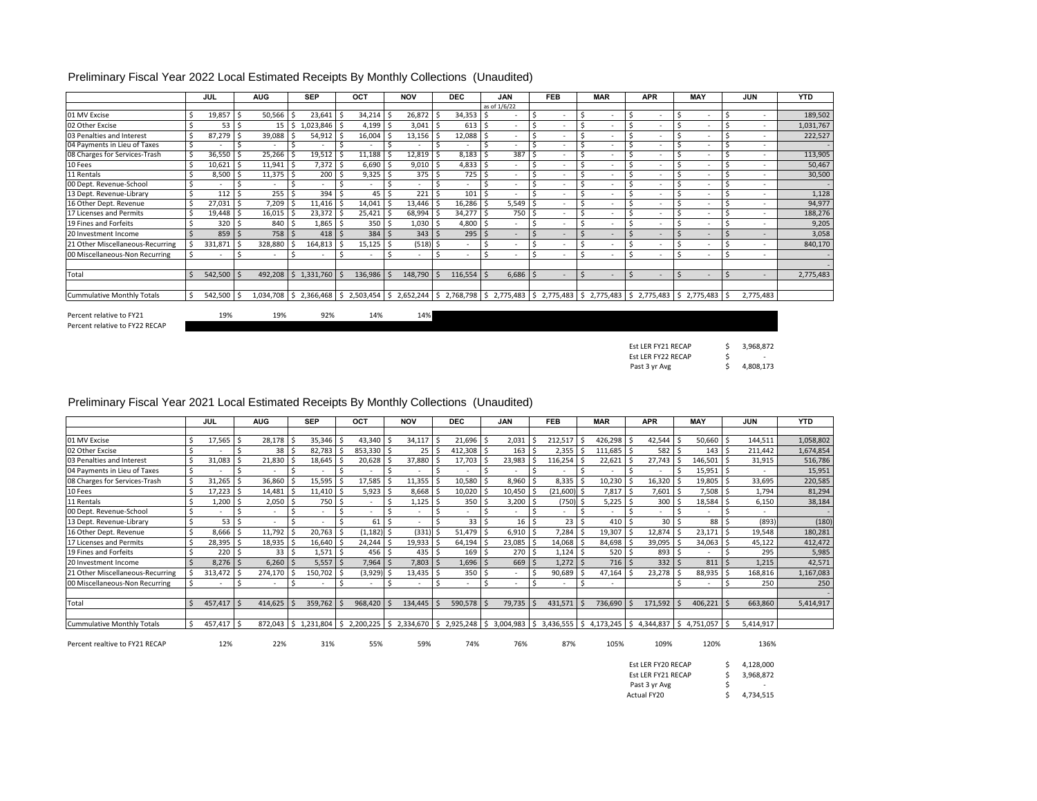# Preliminary Fiscal Year 2022 Local Estimated Receipts By Monthly Collections (Unaudited)

| | JUL | AUG | SEP | OCT | NOV | DEC | JAN | FEB | MAR | APR | MAY | JUN | YTD |
|---|---|---|---|---|---|---|---|---|---|---|---|---|---|
| | | | | | | | as of 1/6/22 | | | | | | |
| 01 MV Excise | $ 19,857 | $ 50,566 | $ 23,641 | $ 34,214 | $ 26,872 | $ 34,353 | $ - | $ - | $ - | $ - | $ - | $ - | 189,502 |
| 02 Other Excise | $ 53 | $ 15 | $ 1,023,846 | $ 4,199 | $ 3,041 | $ 613 | $ - | $ - | $ - | $ - | $ - | $ - | 1,031,767 |
| 03 Penalties and Interest | $ 87,279 | $ 39,088 | $ 54,912 | $ 16,004 | $ 13,156 | $ 12,088 | $ - | $ - | $ - | $ - | $ - | $ - | 222,527 |
| 04 Payments in Lieu of Taxes | $ - | $ - | $ - | $ - | $ - | $ - | $ - | $ - | $ - | $ - | $ - | $ - | - |
| 08 Charges for Services-Trash | $ 36,550 | $ 25,266 | $ 19,512 | $ 11,188 | $ 12,819 | $ 8,183 | $ 387 | $ - | $ - | $ - | $ - | $ - | 113,905 |
| 10 Fees | $ 10,621 | $ 11,941 | $ 7,372 | $ 6,690 | $ 9,010 | $ 4,833 | $ - | $ - | $ - | $ - | $ - | $ - | 50,467 |
| 11 Rentals | $ 8,500 | $ 11,375 | $ 200 | $ 9,325 | $ 375 | $ 725 | $ - | $ - | $ - | $ - | $ - | $ - | 30,500 |
| 00 Dept. Revenue-School | $ - | $ - | $ - | $ - | $ - | $ - | $ - | $ - | $ - | $ - | $ - | $ - | - |
| 13 Dept. Revenue-Library | $ 112 | $ 255 | $ 394 | $ 45 | $ 221 | $ 101 | $ - | $ - | $ - | $ - | $ - | $ - | 1,128 |
| 16 Other Dept. Revenue | $ 27,031 | $ 7,209 | $ 11,416 | $ 14,041 | $ 13,446 | $ 16,286 | $ 5,549 | $ - | $ - | $ - | $ - | $ - | 94,977 |
| 17 Licenses and Permits | $ 19,448 | $ 16,015 | $ 23,372 | $ 25,421 | $ 68,994 | $ 34,277 | $ 750 | $ - | $ - | $ - | $ - | $ - | 188,276 |
| 19 Fines and Forfeits | $ 320 | $ 840 | $ 1,865 | $ 350 | $ 1,030 | $ 4,800 | $ - | $ - | $ - | $ - | $ - | $ - | 9,205 |
| 20 Investment Income | $ 859 | $ 758 | $ 418 | $ 384 | $ 343 | $ 295 | $ - | $ - | $ - | $ - | $ - | $ - | 3,058 |
| 21 Other Miscellaneous-Recurring | $ 331,871 | $ 328,880 | $ 164,813 | $ 15,125 | $ (518) | $ - | $ - | $ - | $ - | $ - | $ - | $ - | 840,170 |
| 00 Miscellaneous-Non Recurring | $ - | $ - | $ - | $ - | $ - | $ - | $ - | $ - | $ - | $ - | $ - | $ - | - |
| | | | | | | | | | | | | | - |
| Total | $ 542,500 | $ 492,208 | $ 1,331,760 | $ 136,986 | $ 148,790 | $ 116,554 | $ 6,686 | $ - | $ - | $ - | $ - | $ - | 2,775,483 |
| | | | | | | | | | | | | | |
| Cummulative Monthly Totals | $ 542,500 | $ 1,034,708 | $ 2,366,468 | $ 2,503,454 | $ 2,652,244 | $ 2,768,798 | $ 2,775,483 | $ 2,775,483 | $ 2,775,483 | $ 2,775,483 | $ 2,775,483 | $ 2,775,483 | |
| | | | | | | | | | | | | | |
| Percent relative to FY21 | 19% | 19% | 92% | 14% | 14% | | | | | | | | |
| Percent relative to FY22 RECAP | | | | | | | | | | | | | |

| | |
|---|---|
| Est LER FY21 RECAP | $ 3,968,872 |
| Est LER FY22 RECAP | $ - |
| Past 3 yr Avg | $ 4,808,173 |

# Preliminary Fiscal Year 2021 Local Estimated Receipts By Monthly Collections (Unaudited)

| | JUL | AUG | SEP | OCT | NOV | DEC | JAN | FEB | MAR | APR | MAY | JUN | YTD |
|---|---|---|---|---|---|---|---|---|---|---|---|---|---|
| 01 MV Excise | $ 17,565 | $ 28,178 | $ 35,346 | $ 43,340 | $ 34,117 | $ 21,696 | $ 2,031 | $ 212,517 | $ 426,298 | $ 42,544 | $ 50,660 | $ 144,511 | 1,058,802 |
| 02 Other Excise | $ - | $ 38 | $ 82,783 | $ 853,330 | $ 25 | $ 412,308 | $ 163 | $ 2,355 | $ 111,685 | $ 582 | $ 143 | $ 211,442 | 1,674,854 |
| 03 Penalties and Interest | $ 31,083 | $ 21,830 | $ 18,645 | $ 20,628 | $ 37,880 | $ 17,703 | $ 23,983 | $ 116,254 | $ 22,621 | $ 27,743 | $ 146,501 | $ 31,915 | 516,786 |
| 04 Payments in Lieu of Taxes | $ - | $ - | $ - | $ - | $ - | $ - | $ - | $ - | $ - | $ - | $ 15,951 | $ - | 15,951 |
| 08 Charges for Services-Trash | $ 31,265 | $ 36,860 | $ 15,595 | $ 17,585 | $ 11,355 | $ 10,580 | $ 8,960 | $ 8,335 | $ 10,230 | $ 16,320 | $ 19,805 | $ 33,695 | 220,585 |
| 10 Fees | $ 17,223 | $ 14,481 | $ 11,410 | $ 5,923 | $ 8,668 | $ 10,020 | $ 10,450 | $ (21,600) | $ 7,817 | $ 7,601 | $ 7,508 | $ 1,794 | 81,294 |
| 11 Rentals | $ 1,200 | $ 2,050 | $ 750 | $ - | $ 1,125 | $ 350 | $ 3,200 | $ (750) | $ 5,225 | $ 300 | $ 18,584 | $ 6,150 | 38,184 |
| 00 Dept. Revenue-School | $ - | $ - | $ - | $ - | $ - | $ - | $ - | $ - | $ - | $ - | $ - | $ - | - |
| 13 Dept. Revenue-Library | $ 53 | $ - | $ - | $ 61 | $ - | $ 33 | $ 16 | $ 23 | $ 410 | $ 30 | $ 88 | $ (893) | (180) |
| 16 Other Dept. Revenue | $ 8,666 | $ 11,792 | $ 20,763 | $ (1,182) | $ (331) | $ 51,479 | $ 6,910 | $ 7,284 | $ 19,307 | $ 12,874 | $ 23,171 | $ 19,548 | 180,281 |
| 17 Licenses and Permits | $ 28,395 | $ 18,935 | $ 16,640 | $ 24,244 | $ 19,933 | $ 64,194 | $ 23,085 | $ 14,068 | $ 84,698 | $ 39,095 | $ 34,063 | $ 45,122 | 412,472 |
| 19 Fines and Forfeits | $ 220 | $ 33 | $ 1,571 | $ 456 | $ 435 | $ 169 | $ 270 | $ 1,124 | $ 520 | $ 893 | $ - | $ 295 | 5,985 |
| 20 Investment Income | $ 8,276 | $ 6,260 | $ 5,557 | $ 7,964 | $ 7,803 | $ 1,696 | $ 669 | $ 1,272 | $ 716 | $ 332 | $ 811 | $ 1,215 | 42,571 |
| 21 Other Miscellaneous-Recurring | $ 313,472 | $ 274,170 | $ 150,702 | $ (3,929) | $ 13,435 | $ 350 | $ - | $ 90,689 | $ 47,164 | $ 23,278 | $ 88,935 | $ 168,816 | 1,167,083 |
| 00 Miscellaneous-Non Recurring | $ - | $ - | $ - | $ - | $ - | $ - | $ - | $ - | $ - | | $ - | $ 250 | 250 |
| | | | | | | | | | | | | | - |
| Total | $ 457,417 | $ 414,625 | $ 359,762 | $ 968,420 | $ 134,445 | $ 590,578 | $ 79,735 | $ 431,571 | $ 736,690 | $ 171,592 | $ 406,221 | $ 663,860 | 5,414,917 |
| | | | | | | | | | | | | | |
| Cummulative Monthly Totals | $ 457,417 | $ 872,043 | $ 1,231,804 | $ 2,200,225 | $ 2,334,670 | $ 2,925,248 | $ 3,004,983 | $ 3,436,555 | $ 4,173,245 | $ 4,344,837 | $ 4,751,057 | $ 5,414,917 | |
| | | | | | | | | | | | | | |
| Percent realtive to FY21 RECAP | 12% | 22% | 31% | 55% | 59% | 74% | 76% | 87% | 105% | 109% | 120% | 136% | |

| | |
|---|---|
| Est LER FY20 RECAP | $ 4,128,000 |
| Est LER FY21 RECAP | $ 3,968,872 |
| Past 3 yr Avg | $ - |
| Actual FY20 | $ 4,734,515 |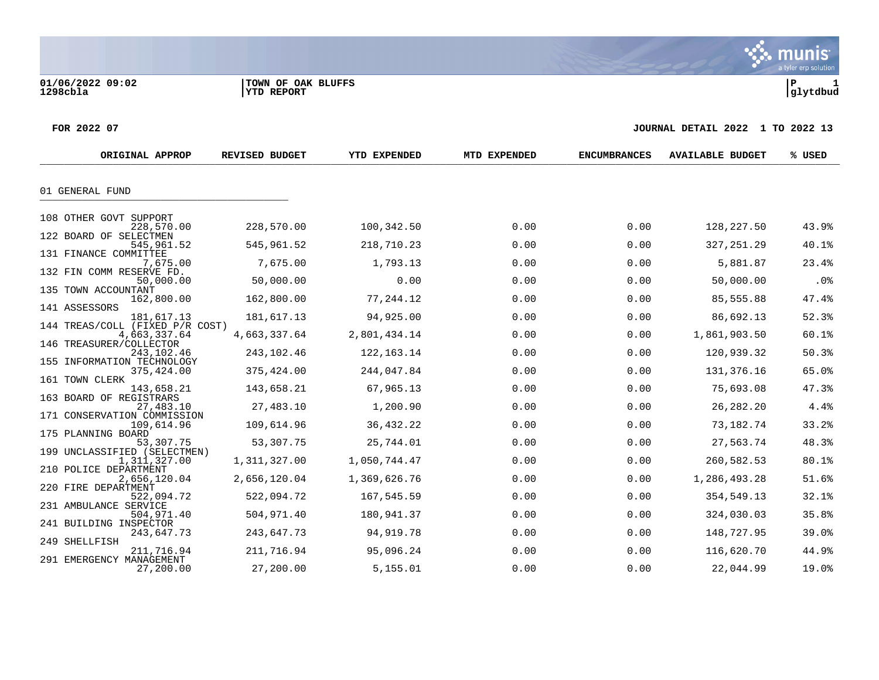01/06/2022 09:02 | TOWN OF OAK BLUFFS | P 1
1298cbla | YTD REPORT | glytdbud

FOR 2022 07 — JOURNAL DETAIL 2022 1 TO 2022 13

## 01 GENERAL FUND

| | ORIGINAL APPROP | REVISED BUDGET | YTD EXPENDED | MTD EXPENDED | ENCUMBRANCES | AVAILABLE BUDGET | % USED |
|---|---|---|---|---|---|---|---|
| 108 OTHER GOVT SUPPORT | 228,570.00 | 228,570.00 | 100,342.50 | 0.00 | 0.00 | 128,227.50 | 43.9% |
| 122 BOARD OF SELECTMEN | 545,961.52 | 545,961.52 | 218,710.23 | 0.00 | 0.00 | 327,251.29 | 40.1% |
| 131 FINANCE COMMITTEE | 7,675.00 | 7,675.00 | 1,793.13 | 0.00 | 0.00 | 5,881.87 | 23.4% |
| 132 FIN COMM RESERVE FD. | 50,000.00 | 50,000.00 | 0.00 | 0.00 | 0.00 | 50,000.00 | .0% |
| 135 TOWN ACCOUNTANT | 162,800.00 | 162,800.00 | 77,244.12 | 0.00 | 0.00 | 85,555.88 | 47.4% |
| 141 ASSESSORS | 181,617.13 | 181,617.13 | 94,925.00 | 0.00 | 0.00 | 86,692.13 | 52.3% |
| 144 TREAS/COLL (FIXED P/R COST) | 4,663,337.64 | 4,663,337.64 | 2,801,434.14 | 0.00 | 0.00 | 1,861,903.50 | 60.1% |
| 146 TREASURER/COLLECTOR | 243,102.46 | 243,102.46 | 122,163.14 | 0.00 | 0.00 | 120,939.32 | 50.3% |
| 155 INFORMATION TECHNOLOGY | 375,424.00 | 375,424.00 | 244,047.84 | 0.00 | 0.00 | 131,376.16 | 65.0% |
| 161 TOWN CLERK | 143,658.21 | 143,658.21 | 67,965.13 | 0.00 | 0.00 | 75,693.08 | 47.3% |
| 163 BOARD OF REGISTRARS | 27,483.10 | 27,483.10 | 1,200.90 | 0.00 | 0.00 | 26,282.20 | 4.4% |
| 171 CONSERVATION COMMISSION | 109,614.96 | 109,614.96 | 36,432.22 | 0.00 | 0.00 | 73,182.74 | 33.2% |
| 175 PLANNING BOARD | 53,307.75 | 53,307.75 | 25,744.01 | 0.00 | 0.00 | 27,563.74 | 48.3% |
| 199 UNCLASSIFIED (SELECTMEN) | 1,311,327.00 | 1,311,327.00 | 1,050,744.47 | 0.00 | 0.00 | 260,582.53 | 80.1% |
| 210 POLICE DEPARTMENT | 2,656,120.04 | 2,656,120.04 | 1,369,626.76 | 0.00 | 0.00 | 1,286,493.28 | 51.6% |
| 220 FIRE DEPARTMENT | 522,094.72 | 522,094.72 | 167,545.59 | 0.00 | 0.00 | 354,549.13 | 32.1% |
| 231 AMBULANCE SERVICE | 504,971.40 | 504,971.40 | 180,941.37 | 0.00 | 0.00 | 324,030.03 | 35.8% |
| 241 BUILDING INSPECTOR | 243,647.73 | 243,647.73 | 94,919.78 | 0.00 | 0.00 | 148,727.95 | 39.0% |
| 249 SHELLFISH | 211,716.94 | 211,716.94 | 95,096.24 | 0.00 | 0.00 | 116,620.70 | 44.9% |
| 291 EMERGENCY MANAGEMENT | 27,200.00 | 27,200.00 | 5,155.01 | 0.00 | 0.00 | 22,044.99 | 19.0% |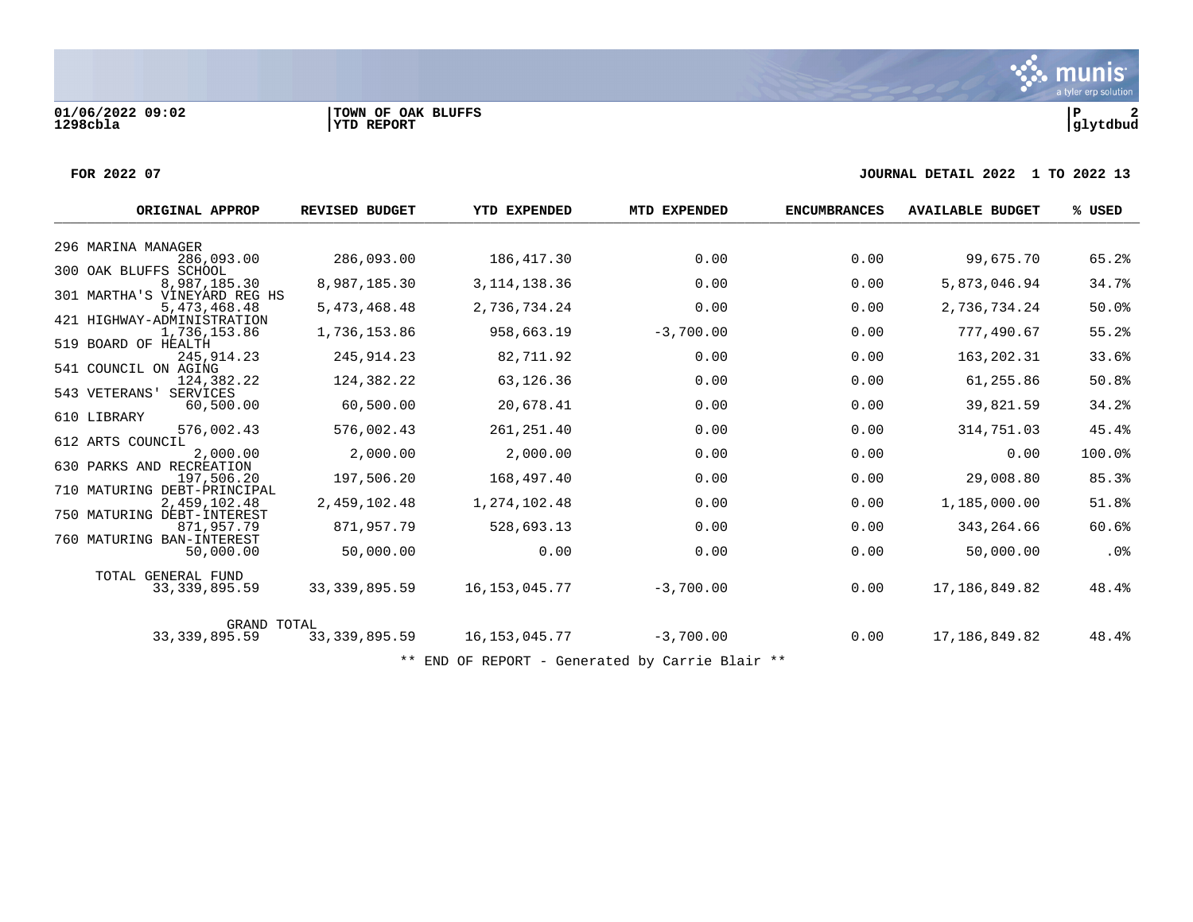**01/06/2022 09:02** | **TOWN OF OAK BLUFFS** | **P 2**
**1298cbla** | **YTD REPORT** | **glytdbud**

**FOR 2022 07** | **JOURNAL DETAIL 2022 1 TO 2022 13**

| | ORIGINAL APPROP | REVISED BUDGET | YTD EXPENDED | MTD EXPENDED | ENCUMBRANCES | AVAILABLE BUDGET | % USED |
|---|---|---|---|---|---|---|---|
| 296 MARINA MANAGER | 286,093.00 | 286,093.00 | 186,417.30 | 0.00 | 0.00 | 99,675.70 | 65.2% |
| 300 OAK BLUFFS SCHOOL | 8,987,185.30 | 8,987,185.30 | 3,114,138.36 | 0.00 | 0.00 | 5,873,046.94 | 34.7% |
| 301 MARTHA'S VINEYARD REG HS | 5,473,468.48 | 5,473,468.48 | 2,736,734.24 | 0.00 | 0.00 | 2,736,734.24 | 50.0% |
| 421 HIGHWAY-ADMINISTRATION | 1,736,153.86 | 1,736,153.86 | 958,663.19 | -3,700.00 | 0.00 | 777,490.67 | 55.2% |
| 519 BOARD OF HEALTH | 245,914.23 | 245,914.23 | 82,711.92 | 0.00 | 0.00 | 163,202.31 | 33.6% |
| 541 COUNCIL ON AGING | 124,382.22 | 124,382.22 | 63,126.36 | 0.00 | 0.00 | 61,255.86 | 50.8% |
| 543 VETERANS' SERVICES | 60,500.00 | 60,500.00 | 20,678.41 | 0.00 | 0.00 | 39,821.59 | 34.2% |
| 610 LIBRARY | 576,002.43 | 576,002.43 | 261,251.40 | 0.00 | 0.00 | 314,751.03 | 45.4% |
| 612 ARTS COUNCIL | 2,000.00 | 2,000.00 | 2,000.00 | 0.00 | 0.00 | 0.00 | 100.0% |
| 630 PARKS AND RECREATION | 197,506.20 | 197,506.20 | 168,497.40 | 0.00 | 0.00 | 29,008.80 | 85.3% |
| 710 MATURING DEBT-PRINCIPAL | 2,459,102.48 | 2,459,102.48 | 1,274,102.48 | 0.00 | 0.00 | 1,185,000.00 | 51.8% |
| 750 MATURING DEBT-INTEREST | 871,957.79 | 871,957.79 | 528,693.13 | 0.00 | 0.00 | 343,264.66 | 60.6% |
| 760 MATURING BAN-INTEREST | 50,000.00 | 50,000.00 | 0.00 | 0.00 | 0.00 | 50,000.00 | .0% |
| TOTAL GENERAL FUND | 33,339,895.59 | 33,339,895.59 | 16,153,045.77 | -3,700.00 | 0.00 | 17,186,849.82 | 48.4% |
| GRAND TOTAL | 33,339,895.59 | 33,339,895.59 | 16,153,045.77 | -3,700.00 | 0.00 | 17,186,849.82 | 48.4% |

** END OF REPORT - Generated by Carrie Blair **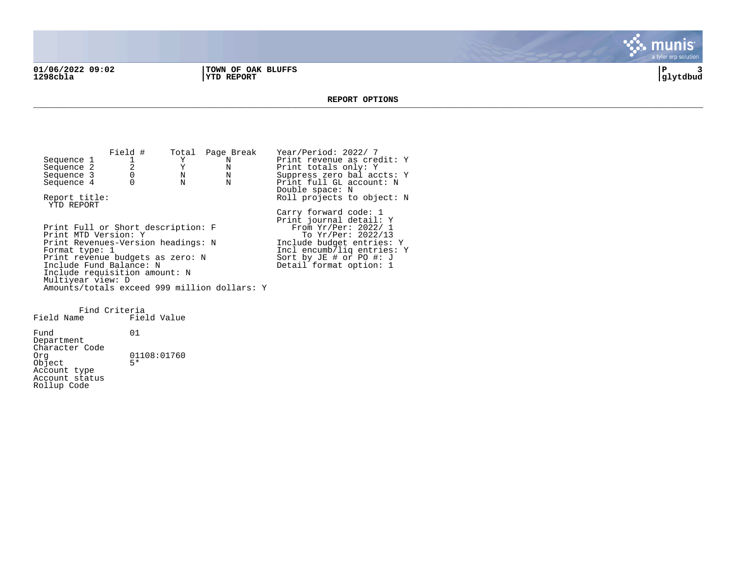01/06/2022 09:02 | TOWN OF OAK BLUFFS
1298cbla | YTD REPORT

## REPORT OPTIONS

| | Field # | Total | Page Break |
|---|---|---|---|
| Sequence 1 | 1 | Y | N |
| Sequence 2 | 2 | Y | N |
| Sequence 3 | 0 | N | N |
| Sequence 4 | 0 | N | N |

Report title:
YTD REPORT

Print Full or Short description: F
Print MTD Version: Y
Print Revenues-Version headings: N
Format type: 1
Print revenue budgets as zero: N
Include Fund Balance: N
Include requisition amount: N
Multiyear view: D
Amounts/totals exceed 999 million dollars: Y

Year/Period: 2022/ 7
Print revenue as credit: Y
Print totals only: Y
Suppress zero bal accts: Y
Print full GL account: N
Double space: N
Roll projects to object: N

Carry forward code: 1
Print journal detail: Y
From Yr/Per: 2022/ 1
To Yr/Per: 2022/13
Include budget entries: Y
Incl encumb/liq entries: Y
Sort by JE # or PO #: J
Detail format option: 1

Find Criteria

| Field Name | Field Value |
|---|---|
| Fund | 01 |
| Department | |
| Character Code | |
| Org | 01108:01760 |
| Object | 5* |
| Account type | |
| Account status | |
| Rollup Code | |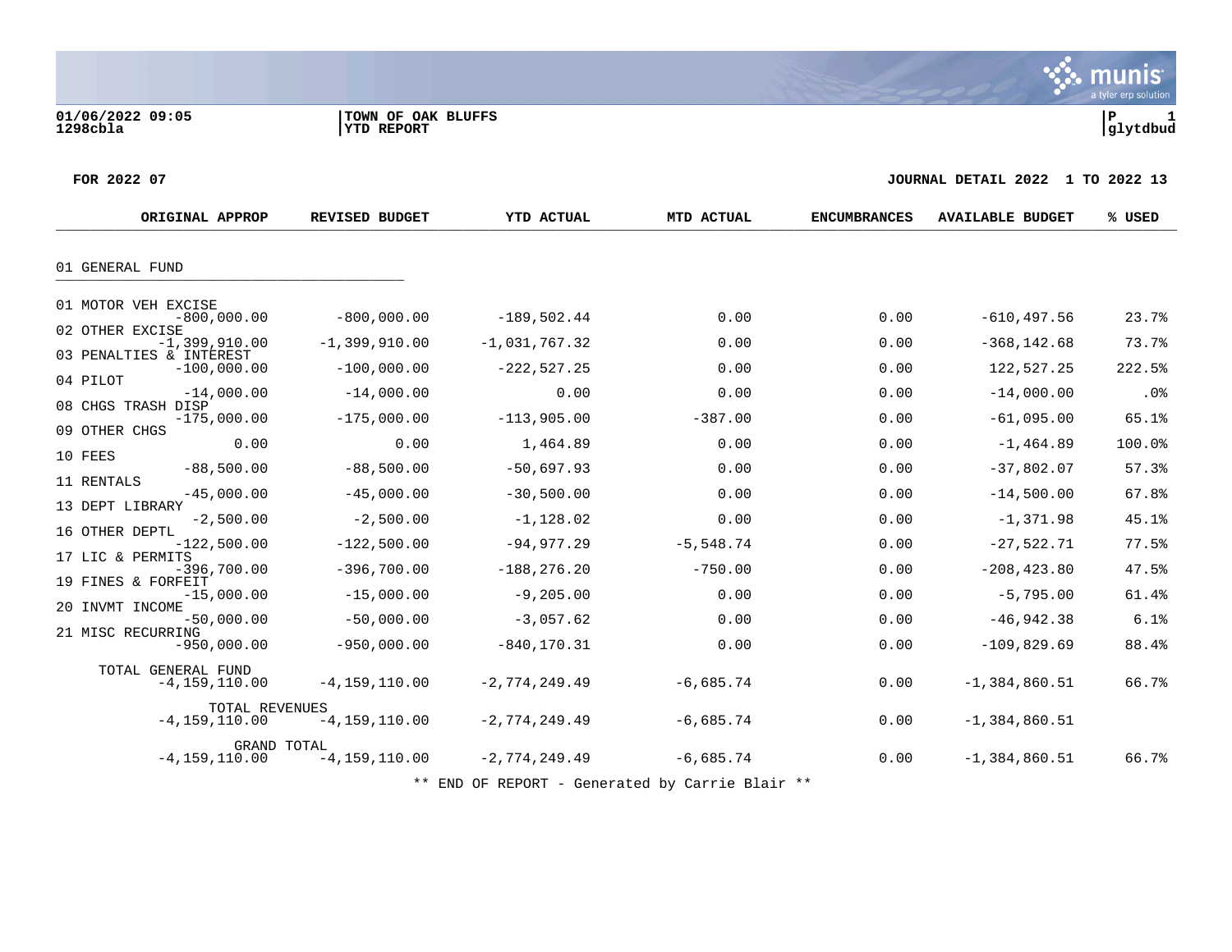01/06/2022 09:05 | TOWN OF OAK BLUFFS | P 1
1298cbla | YTD REPORT | glytdbud

FOR 2022 07 — JOURNAL DETAIL 2022 1 TO 2022 13

| | ORIGINAL APPROP | REVISED BUDGET | YTD ACTUAL | MTD ACTUAL | ENCUMBRANCES | AVAILABLE BUDGET | % USED |
|---|---|---|---|---|---|---|---|
| **01 GENERAL FUND** | | | | | | | |
| 01 MOTOR VEH EXCISE | -800,000.00 | -800,000.00 | -189,502.44 | 0.00 | 0.00 | -610,497.56 | 23.7% |
| 02 OTHER EXCISE | -1,399,910.00 | -1,399,910.00 | -1,031,767.32 | 0.00 | 0.00 | -368,142.68 | 73.7% |
| 03 PENALTIES & INTEREST | -100,000.00 | -100,000.00 | -222,527.25 | 0.00 | 0.00 | 122,527.25 | 222.5% |
| 04 PILOT | -14,000.00 | -14,000.00 | 0.00 | 0.00 | 0.00 | -14,000.00 | .0% |
| 08 CHGS TRASH DISP | -175,000.00 | -175,000.00 | -113,905.00 | -387.00 | 0.00 | -61,095.00 | 65.1% |
| 09 OTHER CHGS | 0.00 | 0.00 | 1,464.89 | 0.00 | 0.00 | -1,464.89 | 100.0% |
| 10 FEES | -88,500.00 | -88,500.00 | -50,697.93 | 0.00 | 0.00 | -37,802.07 | 57.3% |
| 11 RENTALS | -45,000.00 | -45,000.00 | -30,500.00 | 0.00 | 0.00 | -14,500.00 | 67.8% |
| 13 DEPT LIBRARY | -2,500.00 | -2,500.00 | -1,128.02 | 0.00 | 0.00 | -1,371.98 | 45.1% |
| 16 OTHER DEPTL | -122,500.00 | -122,500.00 | -94,977.29 | -5,548.74 | 0.00 | -27,522.71 | 77.5% |
| 17 LIC & PERMITS | -396,700.00 | -396,700.00 | -188,276.20 | -750.00 | 0.00 | -208,423.80 | 47.5% |
| 19 FINES & FORFEIT | -15,000.00 | -15,000.00 | -9,205.00 | 0.00 | 0.00 | -5,795.00 | 61.4% |
| 20 INVMT INCOME | -50,000.00 | -50,000.00 | -3,057.62 | 0.00 | 0.00 | -46,942.38 | 6.1% |
| 21 MISC RECURRING | -950,000.00 | -950,000.00 | -840,170.31 | 0.00 | 0.00 | -109,829.69 | 88.4% |
| TOTAL GENERAL FUND | -4,159,110.00 | -4,159,110.00 | -2,774,249.49 | -6,685.74 | 0.00 | -1,384,860.51 | 66.7% |
| TOTAL REVENUES | -4,159,110.00 | -4,159,110.00 | -2,774,249.49 | -6,685.74 | 0.00 | -1,384,860.51 | |
| GRAND TOTAL | -4,159,110.00 | -4,159,110.00 | -2,774,249.49 | -6,685.74 | 0.00 | -1,384,860.51 | 66.7% |

** END OF REPORT - Generated by Carrie Blair **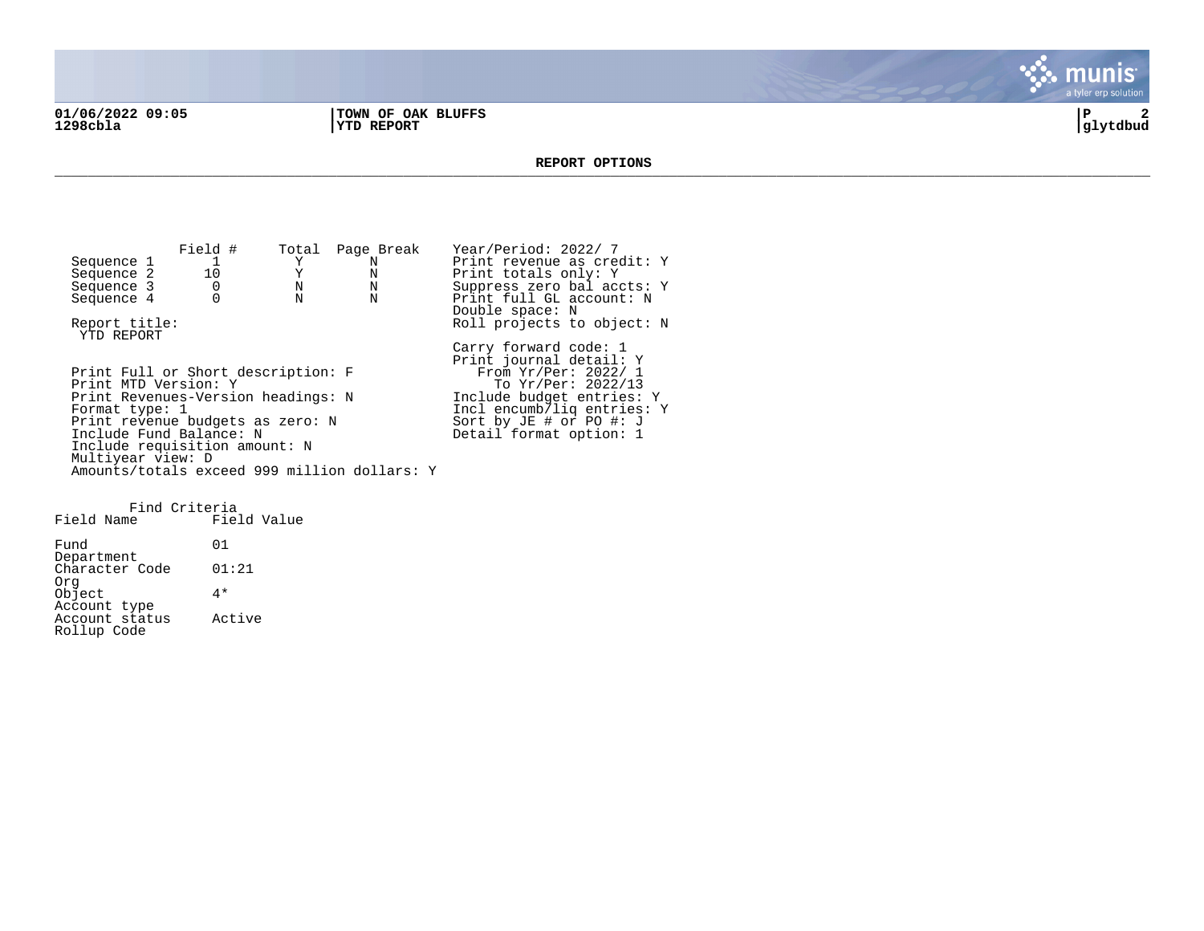## REPORT OPTIONS

| | Field # | Total | Page Break |
|---|---|---|---|
| Sequence 1 | 1 | Y | N |
| Sequence 2 | 10 | Y | N |
| Sequence 3 | 0 | N | N |
| Sequence 4 | 0 | N | N |

Report title:
YTD REPORT

Print Full or Short description: F
Print MTD Version: Y
Print Revenues-Version headings: N
Format type: 1
Print revenue budgets as zero: N
Include Fund Balance: N
Include requisition amount: N
Multiyear view: D
Amounts/totals exceed 999 million dollars: Y

Year/Period: 2022/ 7
Print revenue as credit: Y
Print totals only: Y
Suppress zero bal accts: Y
Print full GL account: N
Double space: N
Roll projects to object: N

Carry forward code: 1
Print journal detail: Y
From Yr/Per: 2022/ 1
To Yr/Per: 2022/13
Include budget entries: Y
Incl encumb/liq entries: Y
Sort by JE # or PO #: J
Detail format option: 1

Find Criteria

| Field Name | Field Value |
|---|---|
| Fund | 01 |
| Department | |
| Character Code | 01:21 |
| Org | |
| Object | 4* |
| Account type | |
| Account status | Active |
| Rollup Code | |